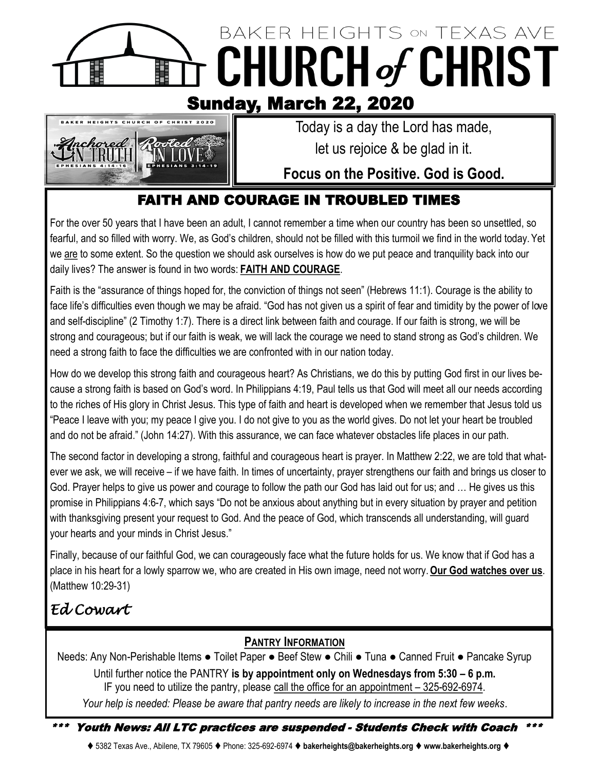# BAKER HEIGHTS ON TEXAS AVE CHURCH of CHRIST

## Sunday, March 22, 2020

BAKER HEIGHTS CHURCH OF CHRIST 2020

Anchored IN TRUTH EPHESIANS 4:14-16 | Rooted IN LOVE EPHESIANS 3:14-19

Today is a day the Lord has made,
let us rejoice & be glad in it.

**Focus on the Positive. God is Good.**

## FAITH AND COURAGE IN TROUBLED TIMES

For the over 50 years that I have been an adult, I cannot remember a time when our country has been so unsettled, so fearful, and so filled with worry. We, as God's children, should not be filled with this turmoil we find in the world today. Yet we are to some extent. So the question we should ask ourselves is how do we put peace and tranquility back into our daily lives? The answer is found in two words: **FAITH AND COURAGE**.

Faith is the "assurance of things hoped for, the conviction of things not seen" (Hebrews 11:1). Courage is the ability to face life's difficulties even though we may be afraid. "God has not given us a spirit of fear and timidity by the power of love and self-discipline" (2 Timothy 1:7). There is a direct link between faith and courage. If our faith is strong, we will be strong and courageous; but if our faith is weak, we will lack the courage we need to stand strong as God's children. We need a strong faith to face the difficulties we are confronted with in our nation today.

How do we develop this strong faith and courageous heart? As Christians, we do this by putting God first in our lives because a strong faith is based on God's word. In Philippians 4:19, Paul tells us that God will meet all our needs according to the riches of His glory in Christ Jesus. This type of faith and heart is developed when we remember that Jesus told us "Peace I leave with you; my peace I give you. I do not give to you as the world gives. Do not let your heart be troubled and do not be afraid." (John 14:27). With this assurance, we can face whatever obstacles life places in our path.

The second factor in developing a strong, faithful and courageous heart is prayer. In Matthew 2:22, we are told that whatever we ask, we will receive – if we have faith. In times of uncertainty, prayer strengthens our faith and brings us closer to God. Prayer helps to give us power and courage to follow the path our God has laid out for us; and … He gives us this promise in Philippians 4:6-7, which says "Do not be anxious about anything but in every situation by prayer and petition with thanksgiving present your request to God. And the peace of God, which transcends all understanding, will guard your hearts and your minds in Christ Jesus."

Finally, because of our faithful God, we can courageously face what the future holds for us. We know that if God has a place in his heart for a lowly sparrow we, who are created in His own image, need not worry. **Our God watches over us**. (Matthew 10:29-31)

*Ed Cowart*

### PANTRY INFORMATION

Needs: Any Non-Perishable Items ● Toilet Paper ● Beef Stew ● Chili ● Tuna ● Canned Fruit ● Pancake Syrup

Until further notice the PANTRY **is by appointment only on Wednesdays from 5:30 – 6 p.m.**
IF you need to utilize the pantry, please call the office for an appointment – 325-692-6974.

*Your help is needed: Please be aware that pantry needs are likely to increase in the next few weeks*.

***\*\*\* Youth News: All LTC practices are suspended - Students Check with Coach \*\*\****

♦ 5382 Texas Ave., Abilene, TX 79605 ♦ Phone: 325-692-6974 ♦ **bakerheights@bakerheights.org** ♦ **www.bakerheights.org** ♦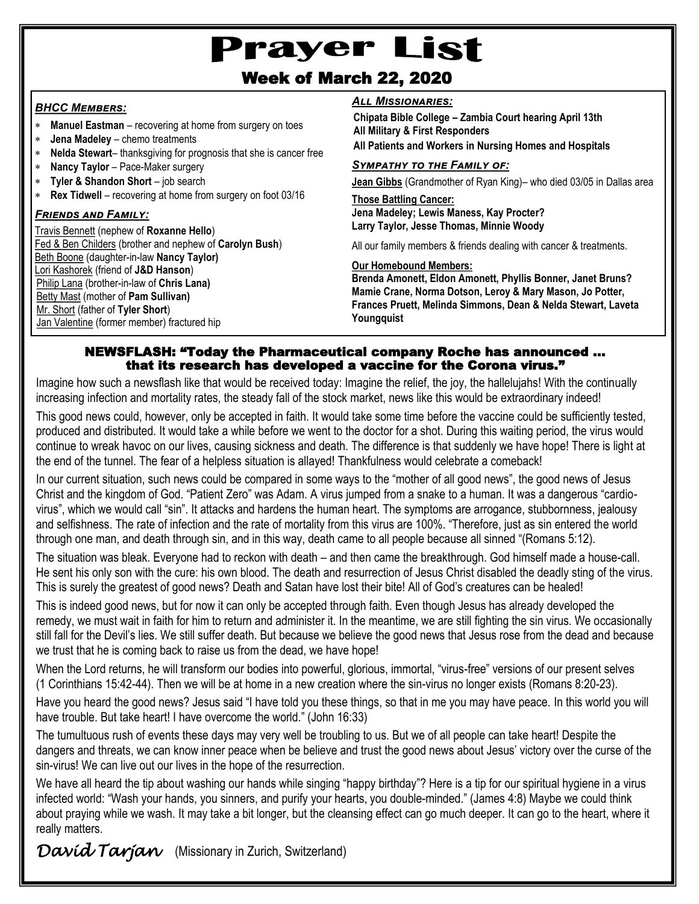# Prayer List

## Week of March 22, 2020

### *BHCC Members:*

- **Manuel Eastman** – recovering at home from surgery on toes
- **Jena Madeley** – chemo treatments
- **Nelda Stewart**– thanksgiving for prognosis that she is cancer free
- **Nancy Taylor** – Pace-Maker surgery
- **Tyler & Shandon Short** – job search
- **Rex Tidwell** – recovering at home from surgery on foot 03/16

### *Friends and Family:*

Travis Bennett (nephew of **Roxanne Hello**)
Fed & Ben Childers (brother and nephew of **Carolyn Bush**)
Beth Boone (daughter-in-law **Nancy Taylor)**
Lori Kashorek (friend of **J&D Hanson**)
Philip Lana (brother-in-law of **Chris Lana)**
Betty Mast (mother of **Pam Sullivan)**
Mr. Short (father of **Tyler Short**)
Jan Valentine (former member) fractured hip

### *All Missionaries:*

**Chipata Bible College – Zambia Court hearing April 13th**
**All Military & First Responders**
**All Patients and Workers in Nursing Homes and Hospitals**

### *Sympathy to the Family of:*

**Jean Gibbs** (Grandmother of Ryan King)– who died 03/05 in Dallas area

**Those Battling Cancer:**
**Jena Madeley; Lewis Maness, Kay Procter? Larry Taylor, Jesse Thomas, Minnie Woody**

All our family members & friends dealing with cancer & treatments.

**Our Homebound Members:**
**Brenda Amonett, Eldon Amonett, Phyllis Bonner, Janet Bruns? Mamie Crane, Norma Dotson, Leroy & Mary Mason, Jo Potter, Frances Pruett, Melinda Simmons, Dean & Nelda Stewart, Laveta Youngquist**

## NEWSFLASH: "Today the Pharmaceutical company Roche has announced … that its research has developed a vaccine for the Corona virus."

Imagine how such a newsflash like that would be received today: Imagine the relief, the joy, the hallelujahs! With the continually increasing infection and mortality rates, the steady fall of the stock market, news like this would be extraordinary indeed!

This good news could, however, only be accepted in faith. It would take some time before the vaccine could be sufficiently tested, produced and distributed. It would take a while before we went to the doctor for a shot. During this waiting period, the virus would continue to wreak havoc on our lives, causing sickness and death. The difference is that suddenly we have hope! There is light at the end of the tunnel. The fear of a helpless situation is allayed! Thankfulness would celebrate a comeback!

In our current situation, such news could be compared in some ways to the "mother of all good news", the good news of Jesus Christ and the kingdom of God. "Patient Zero" was Adam. A virus jumped from a snake to a human. It was a dangerous "cardio-virus", which we would call "sin". It attacks and hardens the human heart. The symptoms are arrogance, stubbornness, jealousy and selfishness. The rate of infection and the rate of mortality from this virus are 100%. "Therefore, just as sin entered the world through one man, and death through sin, and in this way, death came to all people because all sinned "(Romans 5:12).

The situation was bleak. Everyone had to reckon with death – and then came the breakthrough. God himself made a house-call. He sent his only son with the cure: his own blood. The death and resurrection of Jesus Christ disabled the deadly sting of the virus. This is surely the greatest of good news? Death and Satan have lost their bite! All of God's creatures can be healed!

This is indeed good news, but for now it can only be accepted through faith. Even though Jesus has already developed the remedy, we must wait in faith for him to return and administer it. In the meantime, we are still fighting the sin virus. We occasionally still fall for the Devil's lies. We still suffer death. But because we believe the good news that Jesus rose from the dead and because we trust that he is coming back to raise us from the dead, we have hope!

When the Lord returns, he will transform our bodies into powerful, glorious, immortal, "virus-free" versions of our present selves (1 Corinthians 15:42-44). Then we will be at home in a new creation where the sin-virus no longer exists (Romans 8:20-23).

Have you heard the good news? Jesus said "I have told you these things, so that in me you may have peace. In this world you will have trouble. But take heart! I have overcome the world." (John 16:33)

The tumultuous rush of events these days may very well be troubling to us. But we of all people can take heart! Despite the dangers and threats, we can know inner peace when be believe and trust the good news about Jesus' victory over the curse of the sin-virus! We can live out our lives in the hope of the resurrection.

We have all heard the tip about washing our hands while singing "happy birthday"? Here is a tip for our spiritual hygiene in a virus infected world: "Wash your hands, you sinners, and purify your hearts, you double-minded." (James 4:8) Maybe we could think about praying while we wash. It may take a bit longer, but the cleansing effect can go much deeper. It can go to the heart, where it really matters.

*David Tarjan* (Missionary in Zurich, Switzerland)